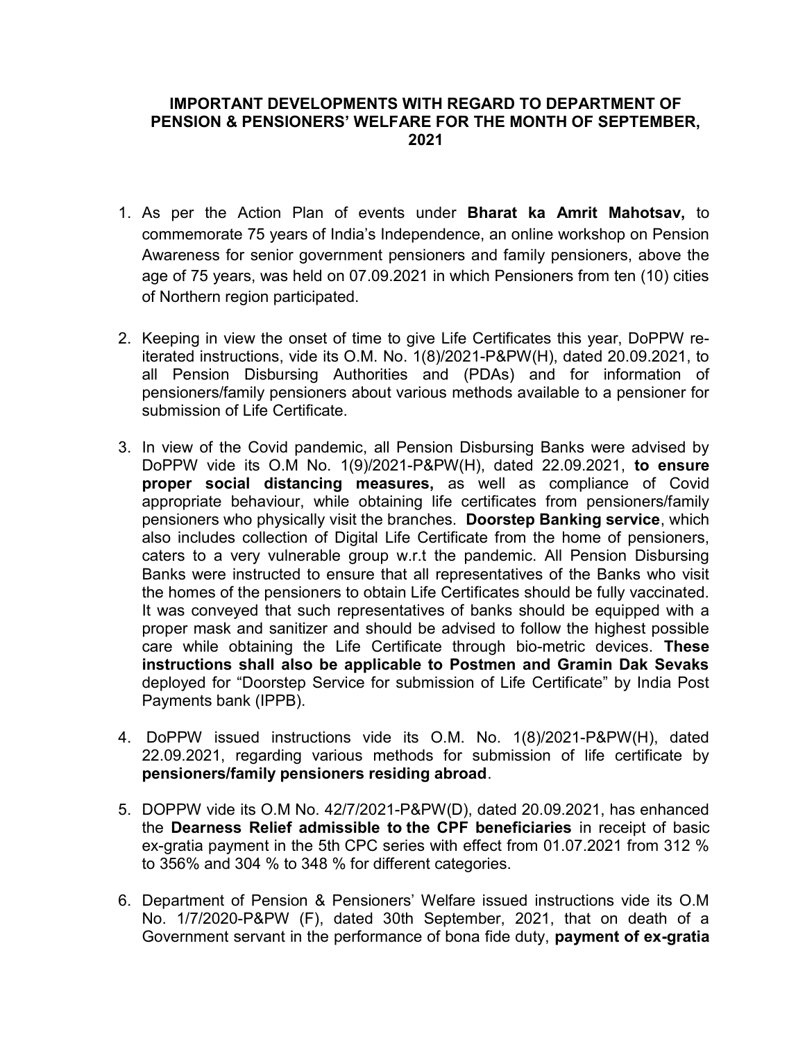**IMPORTANT DEVELOPMENTS WITH REGARD TO DEPARTMENT OF PENSION & PENSIONERS' WELFARE FOR THE MONTH OF SEPTEMBER, 2021**

1. As per the Action Plan of events under **Bharat ka Amrit Mahotsav,** to commemorate 75 years of India's Independence, an online workshop on Pension Awareness for senior government pensioners and family pensioners, above the age of 75 years, was held on 07.09.2021 in which Pensioners from ten (10) cities of Northern region participated.

2. Keeping in view the onset of time to give Life Certificates this year, DoPPW re-iterated instructions, vide its O.M. No. 1(8)/2021-P&PW(H), dated 20.09.2021, to all Pension Disbursing Authorities and (PDAs) and for information of pensioners/family pensioners about various methods available to a pensioner for submission of Life Certificate.

3. In view of the Covid pandemic, all Pension Disbursing Banks were advised by DoPPW vide its O.M No. 1(9)/2021-P&PW(H), dated 22.09.2021, **to ensure proper social distancing measures,** as well as compliance of Covid appropriate behaviour, while obtaining life certificates from pensioners/family pensioners who physically visit the branches. **Doorstep Banking service**, which also includes collection of Digital Life Certificate from the home of pensioners, caters to a very vulnerable group w.r.t the pandemic. All Pension Disbursing Banks were instructed to ensure that all representatives of the Banks who visit the homes of the pensioners to obtain Life Certificates should be fully vaccinated. It was conveyed that such representatives of banks should be equipped with a proper mask and sanitizer and should be advised to follow the highest possible care while obtaining the Life Certificate through bio-metric devices. **These instructions shall also be applicable to Postmen and Gramin Dak Sevaks** deployed for "Doorstep Service for submission of Life Certificate" by India Post Payments bank (IPPB).

4. DoPPW issued instructions vide its O.M. No. 1(8)/2021-P&PW(H), dated 22.09.2021, regarding various methods for submission of life certificate by **pensioners/family pensioners residing abroad**.

5. DOPPW vide its O.M No. 42/7/2021-P&PW(D), dated 20.09.2021, has enhanced the **Dearness Relief admissible to the CPF beneficiaries** in receipt of basic ex-gratia payment in the 5th CPC series with effect from 01.07.2021 from 312 % to 356% and 304 % to 348 % for different categories.

6. Department of Pension & Pensioners' Welfare issued instructions vide its O.M No. 1/7/2020-P&PW (F), dated 30th September, 2021, that on death of a Government servant in the performance of bona fide duty, **payment of ex-gratia**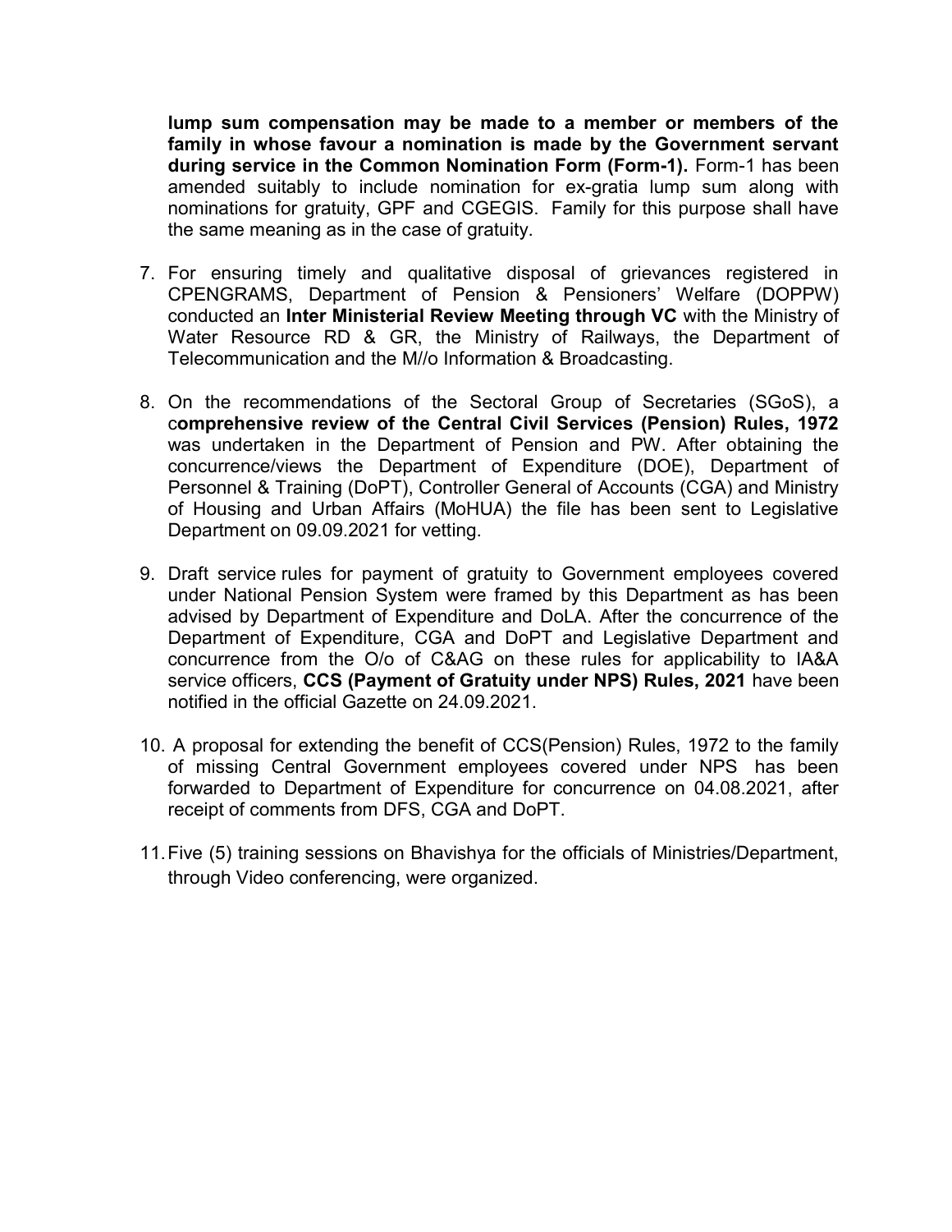**lump sum compensation may be made to a member or members of the family in whose favour a nomination is made by the Government servant during service in the Common Nomination Form (Form-1).** Form-1 has been amended suitably to include nomination for ex-gratia lump sum along with nominations for gratuity, GPF and CGEGIS. Family for this purpose shall have the same meaning as in the case of gratuity.

7. For ensuring timely and qualitative disposal of grievances registered in CPENGRAMS, Department of Pension & Pensioners' Welfare (DOPPW) conducted an **Inter Ministerial Review Meeting through VC** with the Ministry of Water Resource RD & GR, the Ministry of Railways, the Department of Telecommunication and the M//o Information & Broadcasting.

8. On the recommendations of the Sectoral Group of Secretaries (SGoS), a c**omprehensive review of the Central Civil Services (Pension) Rules, 1972** was undertaken in the Department of Pension and PW. After obtaining the concurrence/views the Department of Expenditure (DOE), Department of Personnel & Training (DoPT), Controller General of Accounts (CGA) and Ministry of Housing and Urban Affairs (MoHUA) the file has been sent to Legislative Department on 09.09.2021 for vetting.

9. Draft service rules for payment of gratuity to Government employees covered under National Pension System were framed by this Department as has been advised by Department of Expenditure and DoLA. After the concurrence of the Department of Expenditure, CGA and DoPT and Legislative Department and concurrence from the O/o of C&AG on these rules for applicability to IA&A service officers, **CCS (Payment of Gratuity under NPS) Rules, 2021** have been notified in the official Gazette on 24.09.2021.

10. A proposal for extending the benefit of CCS(Pension) Rules, 1972 to the family of missing Central Government employees covered under NPS has been forwarded to Department of Expenditure for concurrence on 04.08.2021, after receipt of comments from DFS, CGA and DoPT.

11. Five (5) training sessions on Bhavishya for the officials of Ministries/Department, through Video conferencing, were organized.